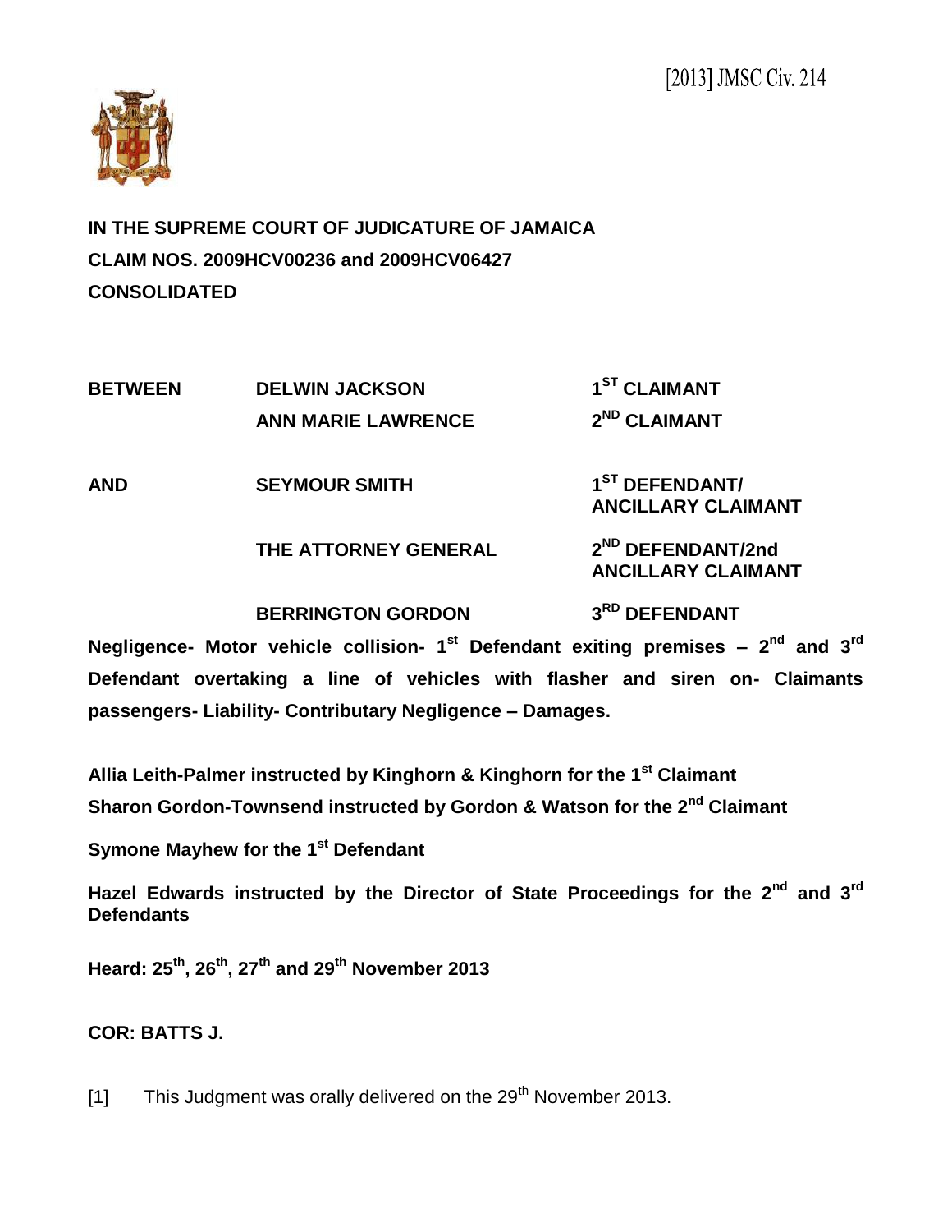[2013] JMSC Civ. 214

**IN THE SUPREME COURT OF JUDICATURE OF JAMAICA**

**CLAIM NOS. 2009HCV00236 and 2009HCV06427**

**CONSOLIDATED**

| | | |
|---|---|---|
| **BETWEEN** | **DELWIN JACKSON** | **1ST CLAIMANT** |
| | **ANN MARIE LAWRENCE** | **2ND CLAIMANT** |
| **AND** | **SEYMOUR SMITH** | **1ST DEFENDANT/ ANCILLARY CLAIMANT** |
| | **THE ATTORNEY GENERAL** | **2ND DEFENDANT/2nd ANCILLARY CLAIMANT** |
| | **BERRINGTON GORDON** | **3RD DEFENDANT** |

**Negligence- Motor vehicle collision- 1st Defendant exiting premises – 2nd and 3rd Defendant overtaking a line of vehicles with flasher and siren on- Claimants passengers- Liability- Contributary Negligence – Damages.**

**Allia Leith-Palmer instructed by Kinghorn & Kinghorn for the 1st Claimant**

**Sharon Gordon-Townsend instructed by Gordon & Watson for the 2nd Claimant**

**Symone Mayhew for the 1st Defendant**

**Hazel Edwards instructed by the Director of State Proceedings for the 2nd and 3rd Defendants**

**Heard: 25th, 26th, 27th and 29th November 2013**

**COR: BATTS J.**

[1] This Judgment was orally delivered on the 29th November 2013.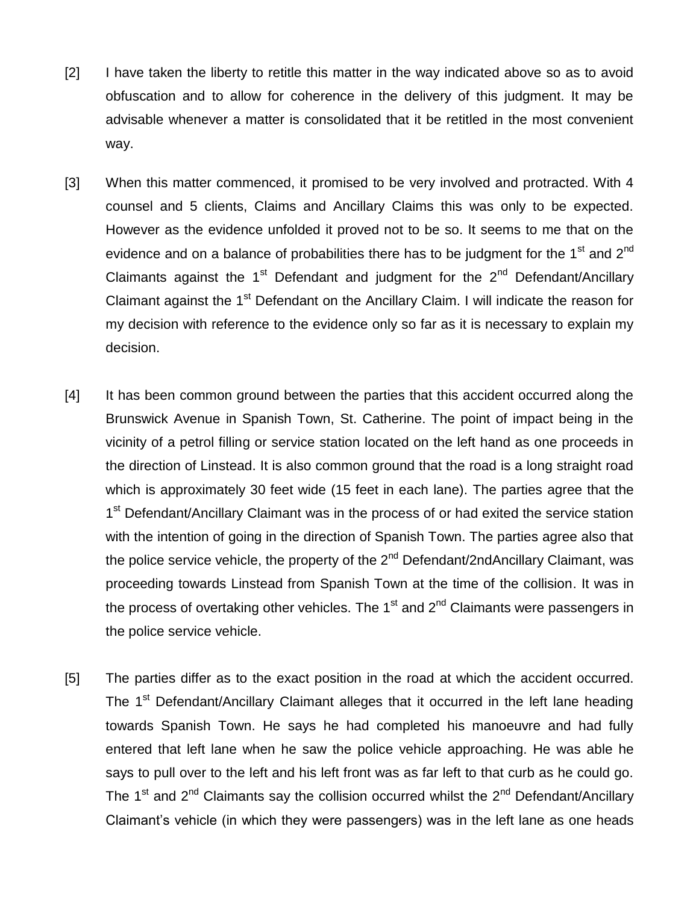[2] I have taken the liberty to retitle this matter in the way indicated above so as to avoid obfuscation and to allow for coherence in the delivery of this judgment. It may be advisable whenever a matter is consolidated that it be retitled in the most convenient way.

[3] When this matter commenced, it promised to be very involved and protracted. With 4 counsel and 5 clients, Claims and Ancillary Claims this was only to be expected. However as the evidence unfolded it proved not to be so. It seems to me that on the evidence and on a balance of probabilities there has to be judgment for the 1st and 2nd Claimants against the 1st Defendant and judgment for the 2nd Defendant/Ancillary Claimant against the 1st Defendant on the Ancillary Claim. I will indicate the reason for my decision with reference to the evidence only so far as it is necessary to explain my decision.

[4] It has been common ground between the parties that this accident occurred along the Brunswick Avenue in Spanish Town, St. Catherine. The point of impact being in the vicinity of a petrol filling or service station located on the left hand as one proceeds in the direction of Linstead. It is also common ground that the road is a long straight road which is approximately 30 feet wide (15 feet in each lane). The parties agree that the 1st Defendant/Ancillary Claimant was in the process of or had exited the service station with the intention of going in the direction of Spanish Town. The parties agree also that the police service vehicle, the property of the 2nd Defendant/2ndAncillary Claimant, was proceeding towards Linstead from Spanish Town at the time of the collision. It was in the process of overtaking other vehicles. The 1st and 2nd Claimants were passengers in the police service vehicle.

[5] The parties differ as to the exact position in the road at which the accident occurred. The 1st Defendant/Ancillary Claimant alleges that it occurred in the left lane heading towards Spanish Town. He says he had completed his manoeuvre and had fully entered that left lane when he saw the police vehicle approaching. He was able he says to pull over to the left and his left front was as far left to that curb as he could go. The 1st and 2nd Claimants say the collision occurred whilst the 2nd Defendant/Ancillary Claimant's vehicle (in which they were passengers) was in the left lane as one heads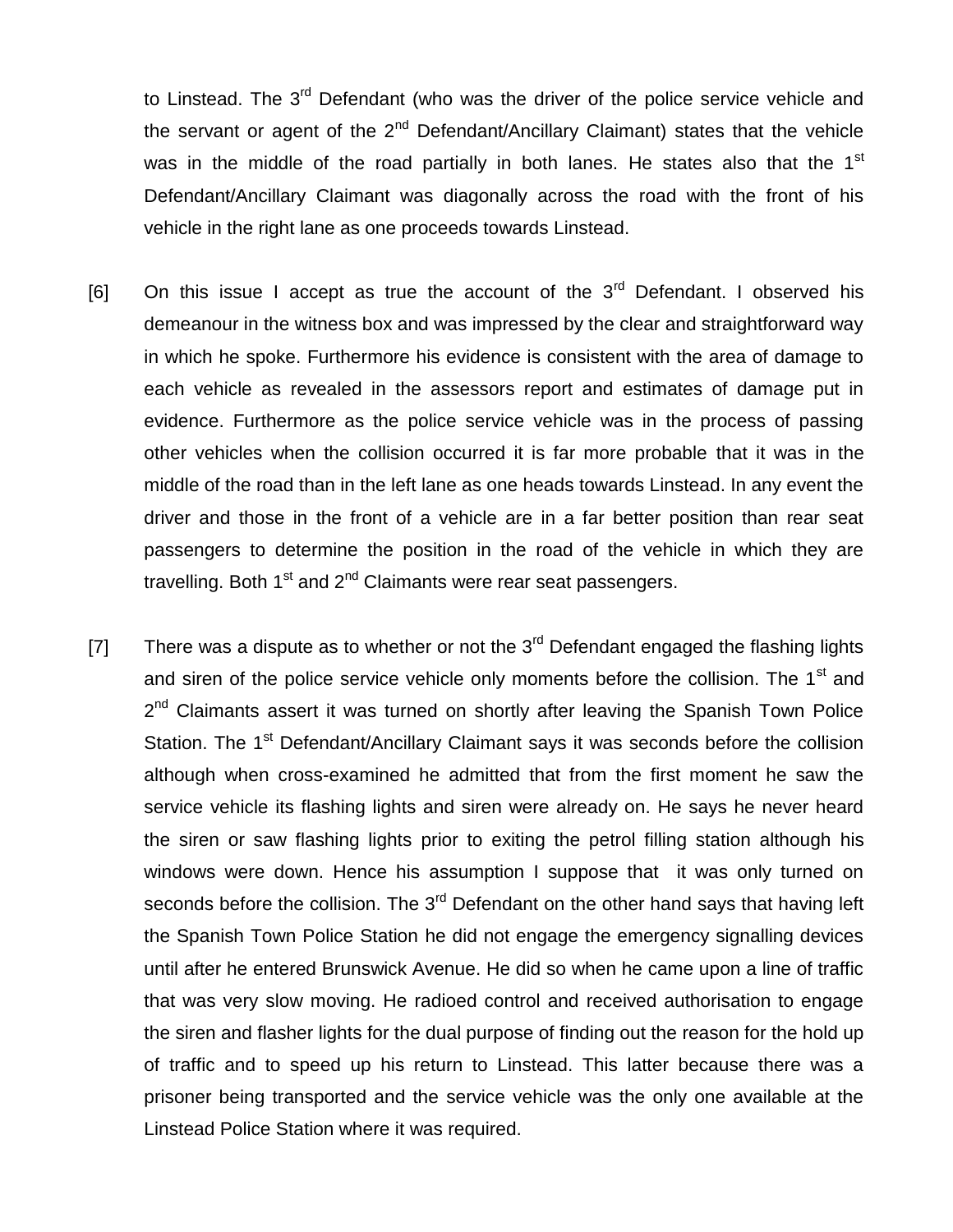to Linstead. The 3rd Defendant (who was the driver of the police service vehicle and the servant or agent of the 2nd Defendant/Ancillary Claimant) states that the vehicle was in the middle of the road partially in both lanes. He states also that the 1st Defendant/Ancillary Claimant was diagonally across the road with the front of his vehicle in the right lane as one proceeds towards Linstead.

[6] On this issue I accept as true the account of the 3rd Defendant. I observed his demeanour in the witness box and was impressed by the clear and straightforward way in which he spoke. Furthermore his evidence is consistent with the area of damage to each vehicle as revealed in the assessors report and estimates of damage put in evidence. Furthermore as the police service vehicle was in the process of passing other vehicles when the collision occurred it is far more probable that it was in the middle of the road than in the left lane as one heads towards Linstead. In any event the driver and those in the front of a vehicle are in a far better position than rear seat passengers to determine the position in the road of the vehicle in which they are travelling. Both 1st and 2nd Claimants were rear seat passengers.

[7] There was a dispute as to whether or not the 3rd Defendant engaged the flashing lights and siren of the police service vehicle only moments before the collision. The 1st and 2nd Claimants assert it was turned on shortly after leaving the Spanish Town Police Station. The 1st Defendant/Ancillary Claimant says it was seconds before the collision although when cross-examined he admitted that from the first moment he saw the service vehicle its flashing lights and siren were already on. He says he never heard the siren or saw flashing lights prior to exiting the petrol filling station although his windows were down. Hence his assumption I suppose that it was only turned on seconds before the collision. The 3rd Defendant on the other hand says that having left the Spanish Town Police Station he did not engage the emergency signalling devices until after he entered Brunswick Avenue. He did so when he came upon a line of traffic that was very slow moving. He radioed control and received authorisation to engage the siren and flasher lights for the dual purpose of finding out the reason for the hold up of traffic and to speed up his return to Linstead. This latter because there was a prisoner being transported and the service vehicle was the only one available at the Linstead Police Station where it was required.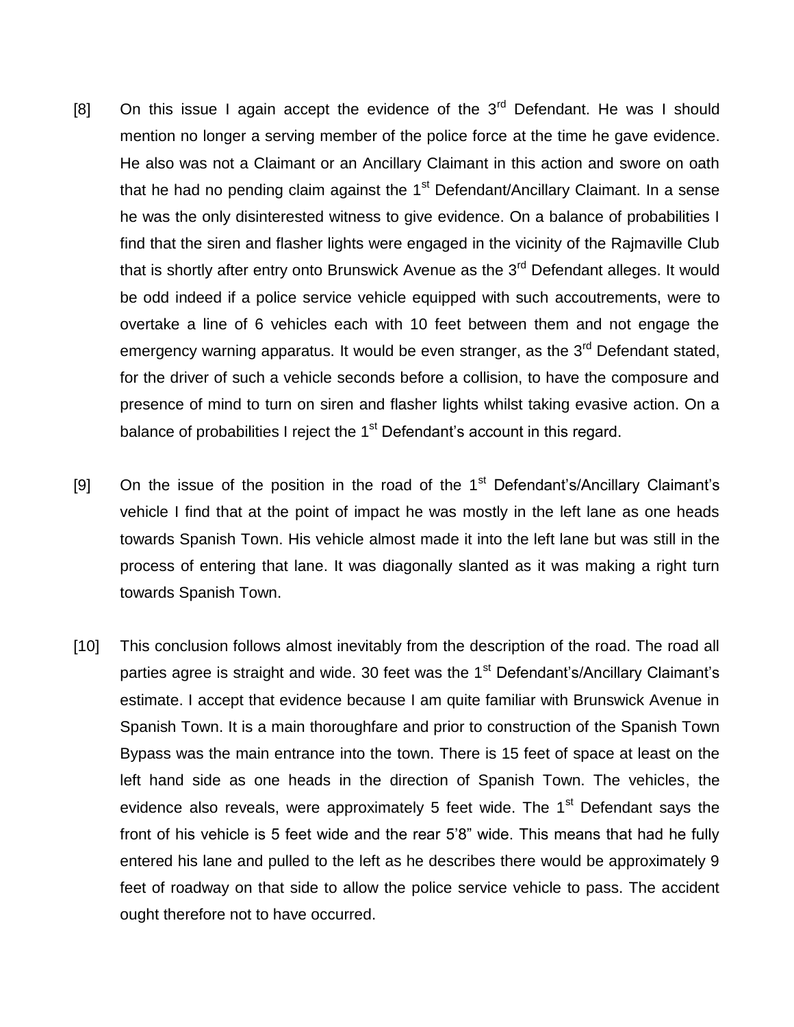[8] On this issue I again accept the evidence of the 3rd Defendant. He was I should mention no longer a serving member of the police force at the time he gave evidence. He also was not a Claimant or an Ancillary Claimant in this action and swore on oath that he had no pending claim against the 1st Defendant/Ancillary Claimant. In a sense he was the only disinterested witness to give evidence. On a balance of probabilities I find that the siren and flasher lights were engaged in the vicinity of the Rajmaville Club that is shortly after entry onto Brunswick Avenue as the 3rd Defendant alleges. It would be odd indeed if a police service vehicle equipped with such accoutrements, were to overtake a line of 6 vehicles each with 10 feet between them and not engage the emergency warning apparatus. It would be even stranger, as the 3rd Defendant stated, for the driver of such a vehicle seconds before a collision, to have the composure and presence of mind to turn on siren and flasher lights whilst taking evasive action. On a balance of probabilities I reject the 1st Defendant's account in this regard.

[9] On the issue of the position in the road of the 1st Defendant's/Ancillary Claimant's vehicle I find that at the point of impact he was mostly in the left lane as one heads towards Spanish Town. His vehicle almost made it into the left lane but was still in the process of entering that lane. It was diagonally slanted as it was making a right turn towards Spanish Town.

[10] This conclusion follows almost inevitably from the description of the road. The road all parties agree is straight and wide. 30 feet was the 1st Defendant's/Ancillary Claimant's estimate. I accept that evidence because I am quite familiar with Brunswick Avenue in Spanish Town. It is a main thoroughfare and prior to construction of the Spanish Town Bypass was the main entrance into the town. There is 15 feet of space at least on the left hand side as one heads in the direction of Spanish Town. The vehicles, the evidence also reveals, were approximately 5 feet wide. The 1st Defendant says the front of his vehicle is 5 feet wide and the rear 5'8" wide. This means that had he fully entered his lane and pulled to the left as he describes there would be approximately 9 feet of roadway on that side to allow the police service vehicle to pass. The accident ought therefore not to have occurred.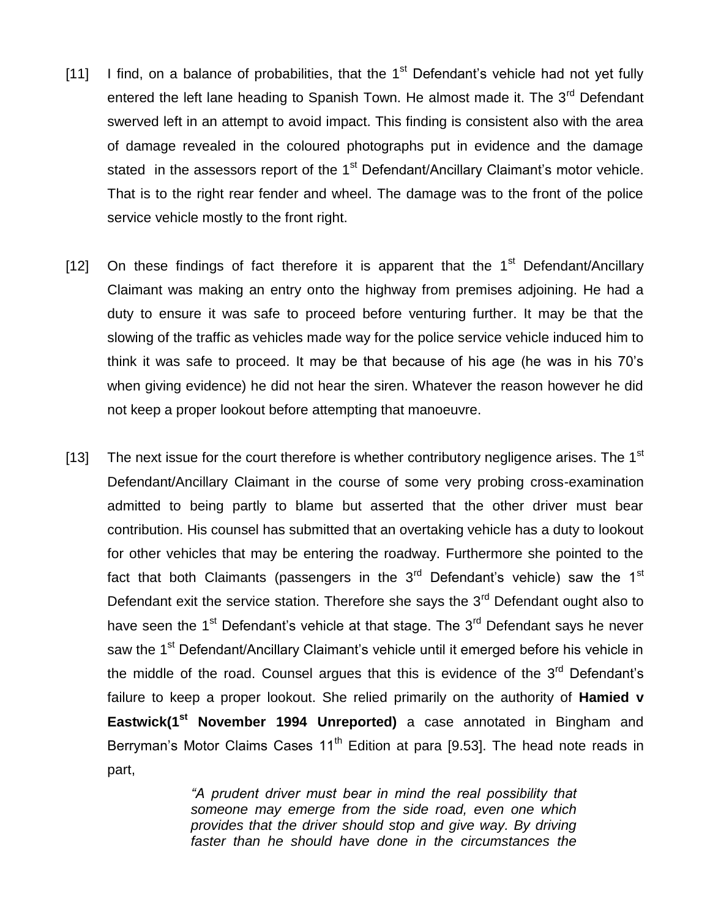[11] I find, on a balance of probabilities, that the 1st Defendant's vehicle had not yet fully entered the left lane heading to Spanish Town. He almost made it. The 3rd Defendant swerved left in an attempt to avoid impact. This finding is consistent also with the area of damage revealed in the coloured photographs put in evidence and the damage stated in the assessors report of the 1st Defendant/Ancillary Claimant's motor vehicle. That is to the right rear fender and wheel. The damage was to the front of the police service vehicle mostly to the front right.

[12] On these findings of fact therefore it is apparent that the 1st Defendant/Ancillary Claimant was making an entry onto the highway from premises adjoining. He had a duty to ensure it was safe to proceed before venturing further. It may be that the slowing of the traffic as vehicles made way for the police service vehicle induced him to think it was safe to proceed. It may be that because of his age (he was in his 70's when giving evidence) he did not hear the siren. Whatever the reason however he did not keep a proper lookout before attempting that manoeuvre.

[13] The next issue for the court therefore is whether contributory negligence arises. The 1st Defendant/Ancillary Claimant in the course of some very probing cross-examination admitted to being partly to blame but asserted that the other driver must bear contribution. His counsel has submitted that an overtaking vehicle has a duty to lookout for other vehicles that may be entering the roadway. Furthermore she pointed to the fact that both Claimants (passengers in the 3rd Defendant's vehicle) saw the 1st Defendant exit the service station. Therefore she says the 3rd Defendant ought also to have seen the 1st Defendant's vehicle at that stage. The 3rd Defendant says he never saw the 1st Defendant/Ancillary Claimant's vehicle until it emerged before his vehicle in the middle of the road. Counsel argues that this is evidence of the 3rd Defendant's failure to keep a proper lookout. She relied primarily on the authority of **Hamied v Eastwick(1st November 1994 Unreported)** a case annotated in Bingham and Berryman's Motor Claims Cases 11th Edition at para [9.53]. The head note reads in part,

> *"A prudent driver must bear in mind the real possibility that someone may emerge from the side road, even one which provides that the driver should stop and give way. By driving faster than he should have done in the circumstances the*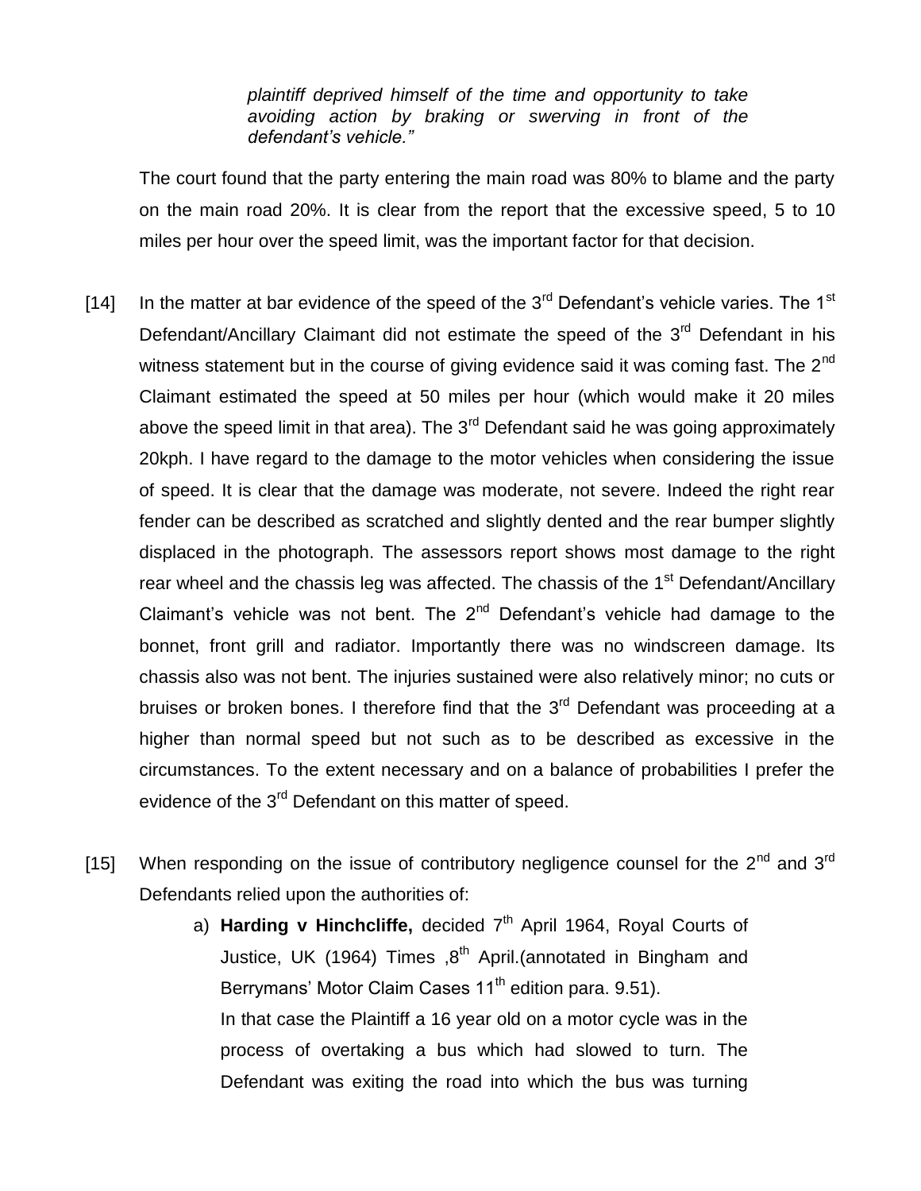> *plaintiff deprived himself of the time and opportunity to take avoiding action by braking or swerving in front of the defendant's vehicle."*

The court found that the party entering the main road was 80% to blame and the party on the main road 20%. It is clear from the report that the excessive speed, 5 to 10 miles per hour over the speed limit, was the important factor for that decision.

[14] In the matter at bar evidence of the speed of the 3rd Defendant's vehicle varies. The 1st Defendant/Ancillary Claimant did not estimate the speed of the 3rd Defendant in his witness statement but in the course of giving evidence said it was coming fast. The 2nd Claimant estimated the speed at 50 miles per hour (which would make it 20 miles above the speed limit in that area). The 3rd Defendant said he was going approximately 20kph. I have regard to the damage to the motor vehicles when considering the issue of speed. It is clear that the damage was moderate, not severe. Indeed the right rear fender can be described as scratched and slightly dented and the rear bumper slightly displaced in the photograph. The assessors report shows most damage to the right rear wheel and the chassis leg was affected. The chassis of the 1st Defendant/Ancillary Claimant's vehicle was not bent. The 2nd Defendant's vehicle had damage to the bonnet, front grill and radiator. Importantly there was no windscreen damage. Its chassis also was not bent. The injuries sustained were also relatively minor; no cuts or bruises or broken bones. I therefore find that the 3rd Defendant was proceeding at a higher than normal speed but not such as to be described as excessive in the circumstances. To the extent necessary and on a balance of probabilities I prefer the evidence of the 3rd Defendant on this matter of speed.

[15] When responding on the issue of contributory negligence counsel for the 2nd and 3rd Defendants relied upon the authorities of:

a) **Harding v Hinchcliffe,** decided 7th April 1964, Royal Courts of Justice, UK (1964) Times ,8th April.(annotated in Bingham and Berrymans' Motor Claim Cases 11th edition para. 9.51).
In that case the Plaintiff a 16 year old on a motor cycle was in the process of overtaking a bus which had slowed to turn. The Defendant was exiting the road into which the bus was turning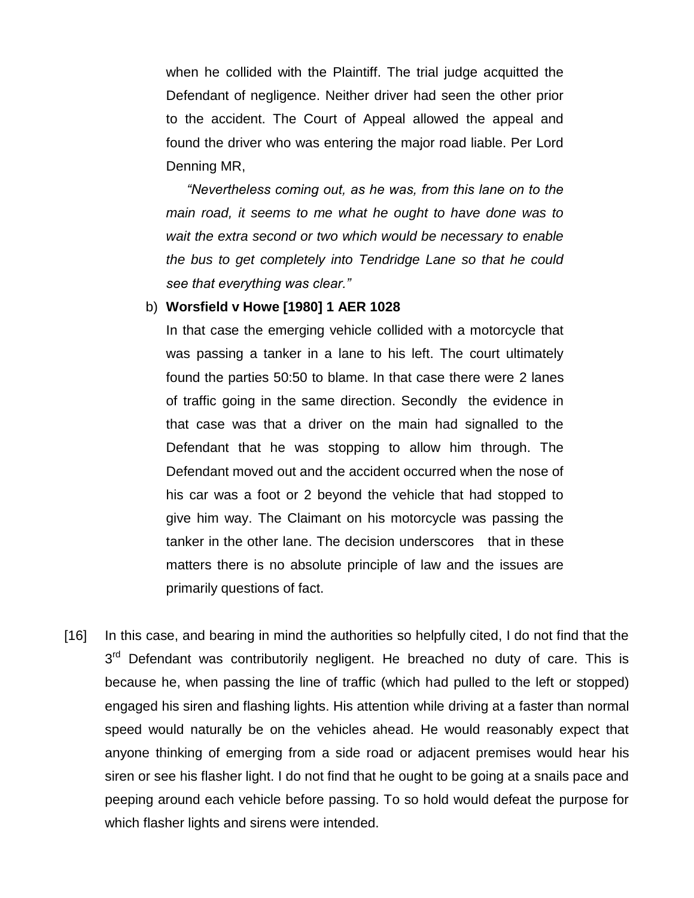when he collided with the Plaintiff. The trial judge acquitted the Defendant of negligence. Neither driver had seen the other prior to the accident. The Court of Appeal allowed the appeal and found the driver who was entering the major road liable. Per Lord Denning MR,

*"Nevertheless coming out, as he was, from this lane on to the main road, it seems to me what he ought to have done was to wait the extra second or two which would be necessary to enable the bus to get completely into Tendridge Lane so that he could see that everything was clear."*

b) **Worsfield v Howe [1980] 1 AER 1028**

In that case the emerging vehicle collided with a motorcycle that was passing a tanker in a lane to his left. The court ultimately found the parties 50:50 to blame. In that case there were 2 lanes of traffic going in the same direction. Secondly the evidence in that case was that a driver on the main had signalled to the Defendant that he was stopping to allow him through. The Defendant moved out and the accident occurred when the nose of his car was a foot or 2 beyond the vehicle that had stopped to give him way. The Claimant on his motorcycle was passing the tanker in the other lane. The decision underscores that in these matters there is no absolute principle of law and the issues are primarily questions of fact.

[16] In this case, and bearing in mind the authorities so helpfully cited, I do not find that the 3rd Defendant was contributorily negligent. He breached no duty of care. This is because he, when passing the line of traffic (which had pulled to the left or stopped) engaged his siren and flashing lights. His attention while driving at a faster than normal speed would naturally be on the vehicles ahead. He would reasonably expect that anyone thinking of emerging from a side road or adjacent premises would hear his siren or see his flasher light. I do not find that he ought to be going at a snails pace and peeping around each vehicle before passing. To so hold would defeat the purpose for which flasher lights and sirens were intended.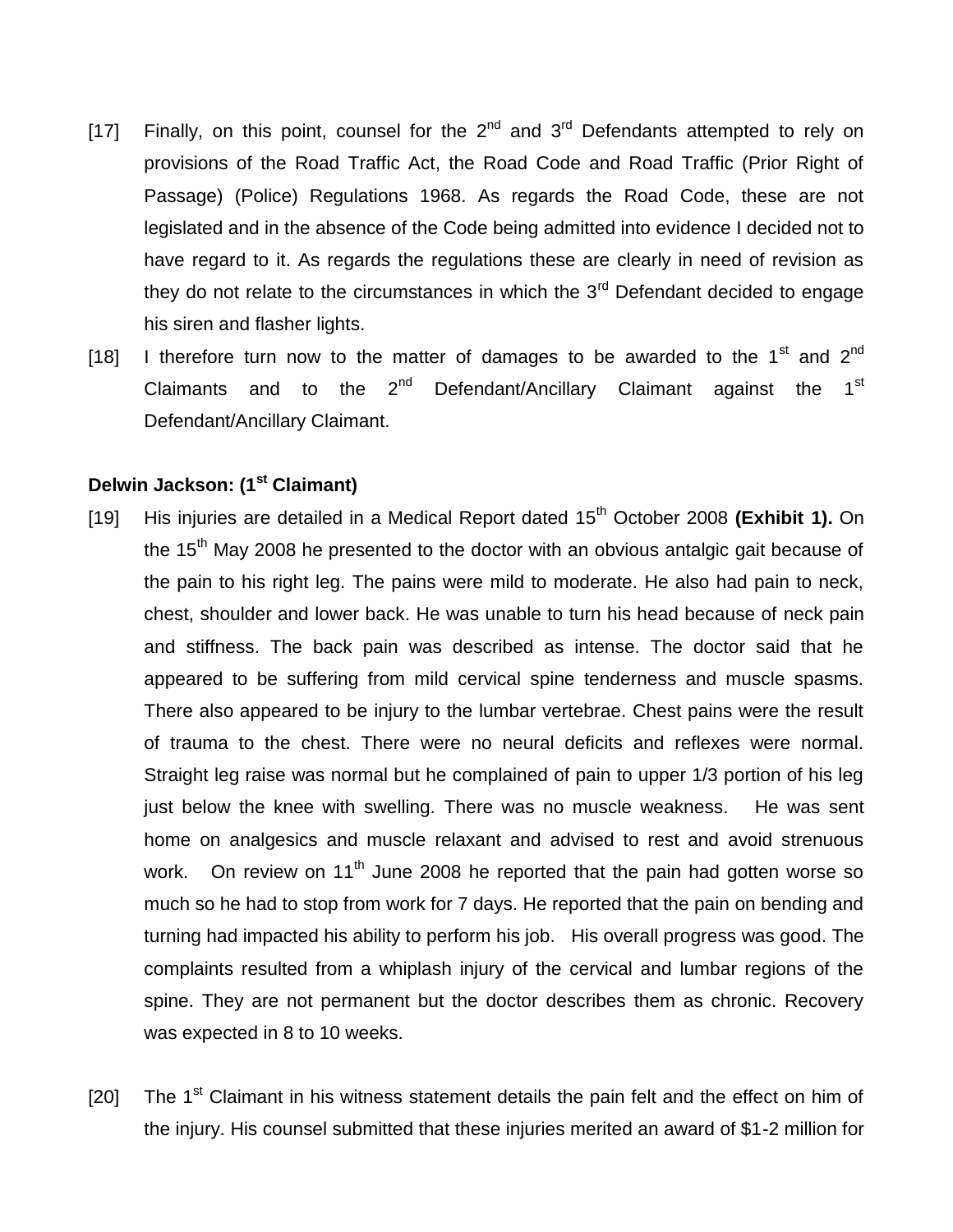[17] Finally, on this point, counsel for the 2nd and 3rd Defendants attempted to rely on provisions of the Road Traffic Act, the Road Code and Road Traffic (Prior Right of Passage) (Police) Regulations 1968. As regards the Road Code, these are not legislated and in the absence of the Code being admitted into evidence I decided not to have regard to it. As regards the regulations these are clearly in need of revision as they do not relate to the circumstances in which the 3rd Defendant decided to engage his siren and flasher lights.

[18] I therefore turn now to the matter of damages to be awarded to the 1st and 2nd Claimants and to the 2nd Defendant/Ancillary Claimant against the 1st Defendant/Ancillary Claimant.

**Delwin Jackson: (1st Claimant)**

[19] His injuries are detailed in a Medical Report dated 15th October 2008 **(Exhibit 1).** On the 15th May 2008 he presented to the doctor with an obvious antalgic gait because of the pain to his right leg. The pains were mild to moderate. He also had pain to neck, chest, shoulder and lower back. He was unable to turn his head because of neck pain and stiffness. The back pain was described as intense. The doctor said that he appeared to be suffering from mild cervical spine tenderness and muscle spasms. There also appeared to be injury to the lumbar vertebrae. Chest pains were the result of trauma to the chest. There were no neural deficits and reflexes were normal. Straight leg raise was normal but he complained of pain to upper 1/3 portion of his leg just below the knee with swelling. There was no muscle weakness. He was sent home on analgesics and muscle relaxant and advised to rest and avoid strenuous work. On review on 11th June 2008 he reported that the pain had gotten worse so much so he had to stop from work for 7 days. He reported that the pain on bending and turning had impacted his ability to perform his job. His overall progress was good. The complaints resulted from a whiplash injury of the cervical and lumbar regions of the spine. They are not permanent but the doctor describes them as chronic. Recovery was expected in 8 to 10 weeks.

[20] The 1st Claimant in his witness statement details the pain felt and the effect on him of the injury. His counsel submitted that these injuries merited an award of $1-2 million for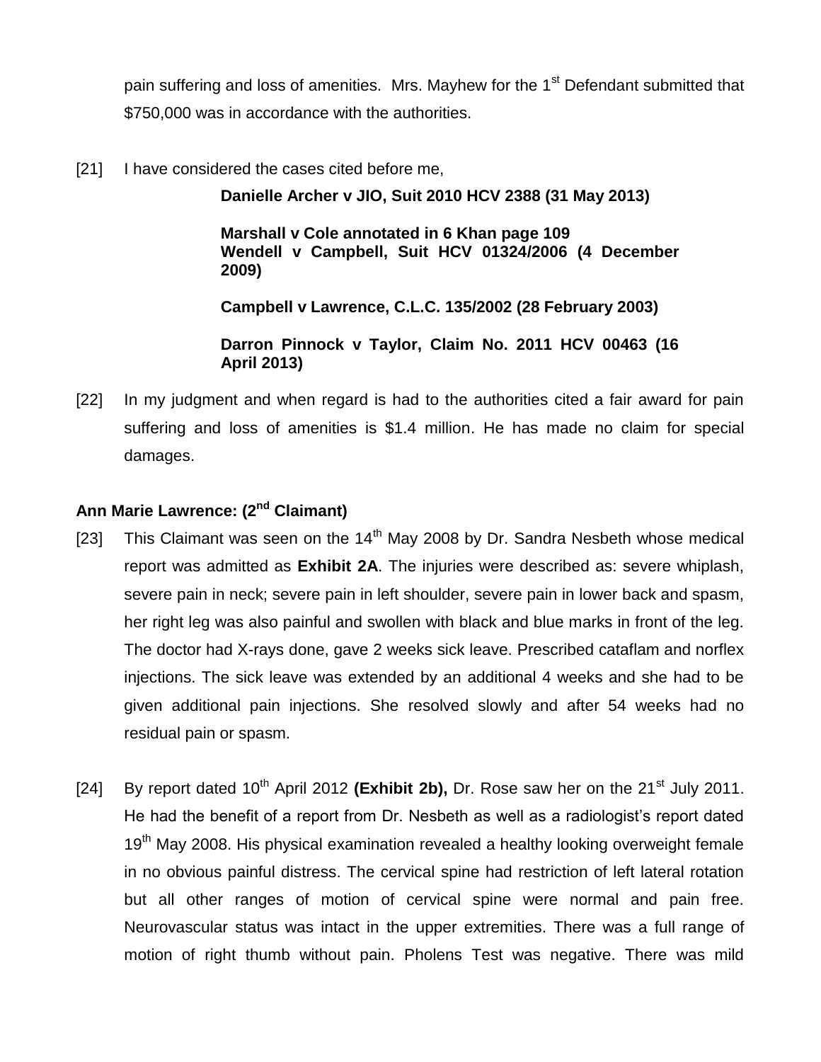pain suffering and loss of amenities. Mrs. Mayhew for the 1st Defendant submitted that \$750,000 was in accordance with the authorities.

[21] I have considered the cases cited before me,

**Danielle Archer v JIO, Suit 2010 HCV 2388 (31 May 2013)**

**Marshall v Cole annotated in 6 Khan page 109**
**Wendell v Campbell, Suit HCV 01324/2006 (4 December 2009)**

**Campbell v Lawrence, C.L.C. 135/2002 (28 February 2003)**

**Darron Pinnock v Taylor, Claim No. 2011 HCV 00463 (16 April 2013)**

[22] In my judgment and when regard is had to the authorities cited a fair award for pain suffering and loss of amenities is \$1.4 million. He has made no claim for special damages.

**Ann Marie Lawrence: (2nd Claimant)**

[23] This Claimant was seen on the 14th May 2008 by Dr. Sandra Nesbeth whose medical report was admitted as **Exhibit 2A**. The injuries were described as: severe whiplash, severe pain in neck; severe pain in left shoulder, severe pain in lower back and spasm, her right leg was also painful and swollen with black and blue marks in front of the leg. The doctor had X-rays done, gave 2 weeks sick leave. Prescribed cataflam and norflex injections. The sick leave was extended by an additional 4 weeks and she had to be given additional pain injections. She resolved slowly and after 54 weeks had no residual pain or spasm.

[24] By report dated 10th April 2012 **(Exhibit 2b),** Dr. Rose saw her on the 21st July 2011. He had the benefit of a report from Dr. Nesbeth as well as a radiologist's report dated 19th May 2008. His physical examination revealed a healthy looking overweight female in no obvious painful distress. The cervical spine had restriction of left lateral rotation but all other ranges of motion of cervical spine were normal and pain free. Neurovascular status was intact in the upper extremities. There was a full range of motion of right thumb without pain. Pholens Test was negative. There was mild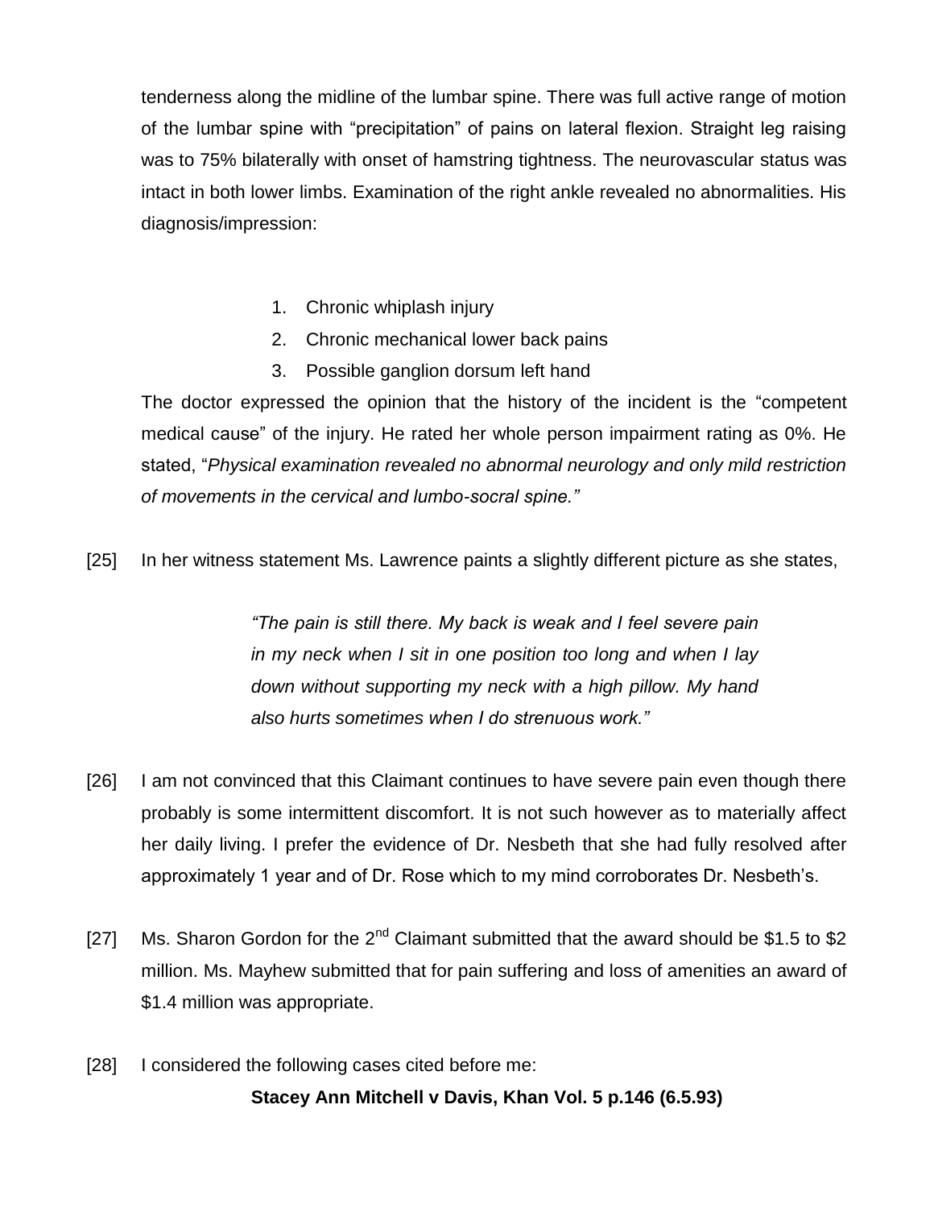tenderness along the midline of the lumbar spine. There was full active range of motion of the lumbar spine with "precipitation" of pains on lateral flexion. Straight leg raising was to 75% bilaterally with onset of hamstring tightness. The neurovascular status was intact in both lower limbs. Examination of the right ankle revealed no abnormalities. His diagnosis/impression:

1. Chronic whiplash injury
2. Chronic mechanical lower back pains
3. Possible ganglion dorsum left hand

The doctor expressed the opinion that the history of the incident is the "competent medical cause" of the injury. He rated her whole person impairment rating as 0%. He stated, "*Physical examination revealed no abnormal neurology and only mild restriction of movements in the cervical and lumbo-socral spine.*"

[25] In her witness statement Ms. Lawrence paints a slightly different picture as she states,

> *"The pain is still there. My back is weak and I feel severe pain in my neck when I sit in one position too long and when I lay down without supporting my neck with a high pillow. My hand also hurts sometimes when I do strenuous work."*

[26] I am not convinced that this Claimant continues to have severe pain even though there probably is some intermittent discomfort. It is not such however as to materially affect her daily living. I prefer the evidence of Dr. Nesbeth that she had fully resolved after approximately 1 year and of Dr. Rose which to my mind corroborates Dr. Nesbeth's.

[27] Ms. Sharon Gordon for the 2nd Claimant submitted that the award should be $1.5 to $2 million. Ms. Mayhew submitted that for pain suffering and loss of amenities an award of $1.4 million was appropriate.

[28] I considered the following cases cited before me:

**Stacey Ann Mitchell v Davis, Khan Vol. 5 p.146 (6.5.93)**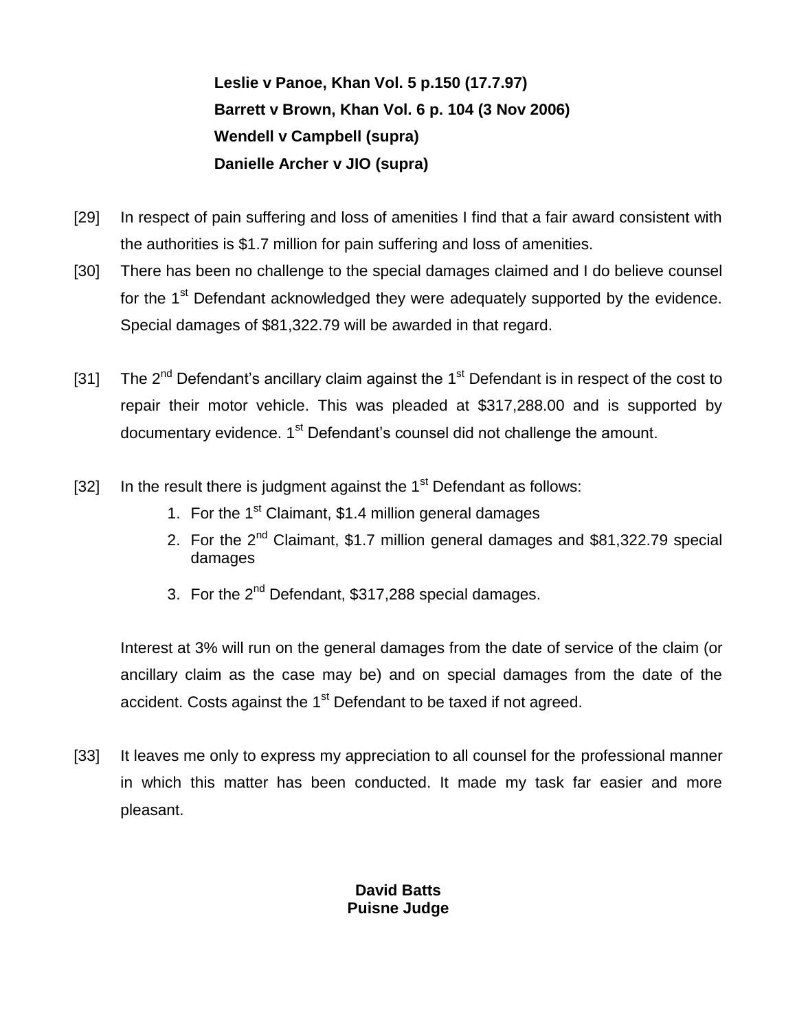**Leslie v Panoe, Khan Vol. 5 p.150 (17.7.97)**
**Barrett v Brown, Khan Vol. 6 p. 104 (3 Nov 2006)**
**Wendell v Campbell (supra)**
**Danielle Archer v JIO (supra)**

[29] In respect of pain suffering and loss of amenities I find that a fair award consistent with the authorities is $1.7 million for pain suffering and loss of amenities.

[30] There has been no challenge to the special damages claimed and I do believe counsel for the 1st Defendant acknowledged they were adequately supported by the evidence. Special damages of $81,322.79 will be awarded in that regard.

[31] The 2nd Defendant's ancillary claim against the 1st Defendant is in respect of the cost to repair their motor vehicle. This was pleaded at $317,288.00 and is supported by documentary evidence. 1st Defendant's counsel did not challenge the amount.

[32] In the result there is judgment against the 1st Defendant as follows:

1. For the 1st Claimant, $1.4 million general damages
2. For the 2nd Claimant, $1.7 million general damages and $81,322.79 special damages
3. For the 2nd Defendant, $317,288 special damages.

Interest at 3% will run on the general damages from the date of service of the claim (or ancillary claim as the case may be) and on special damages from the date of the accident. Costs against the 1st Defendant to be taxed if not agreed.

[33] It leaves me only to express my appreciation to all counsel for the professional manner in which this matter has been conducted. It made my task far easier and more pleasant.

**David Batts**
**Puisne Judge**